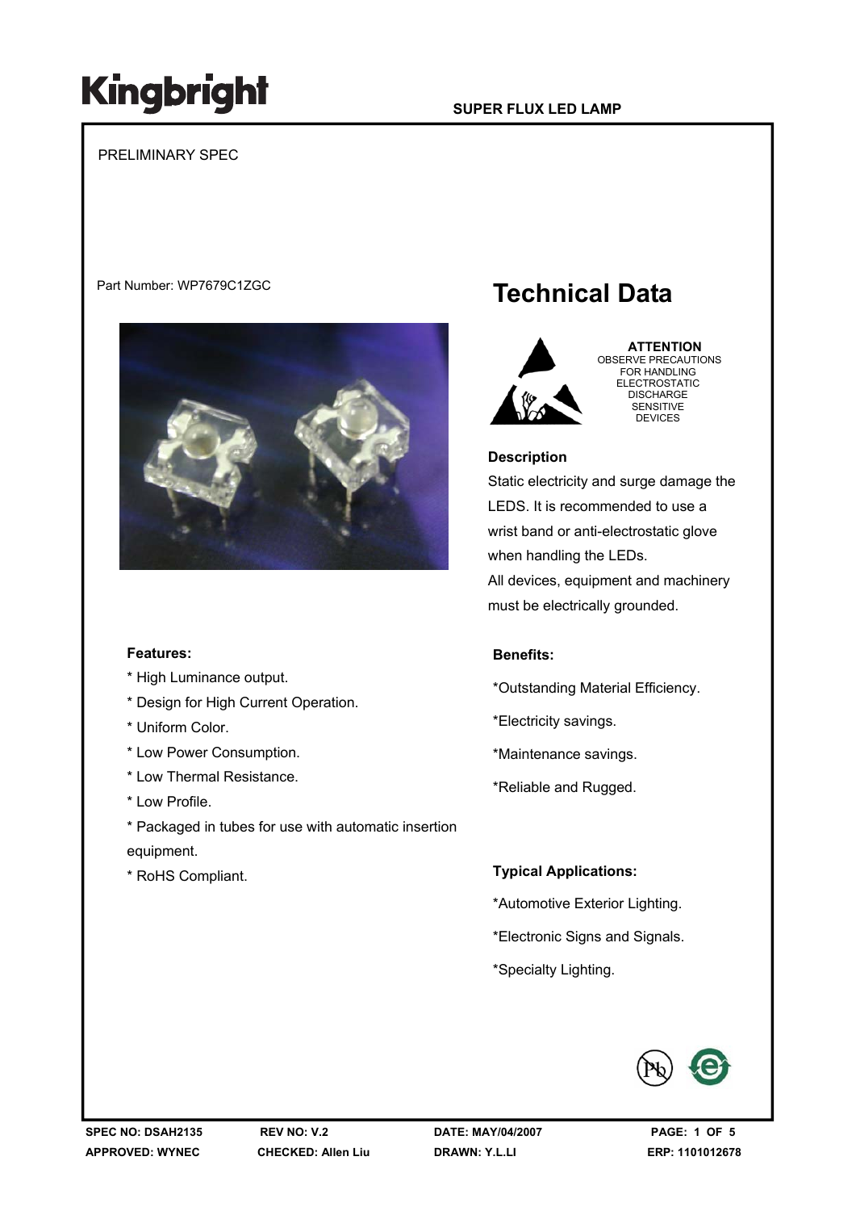Kingbright

SUPER FLUX LED LAMP

PRELIMINARY SPEC

Part Number: WP7679C1ZGC

# Technical Data

**ATTENTION**
OBSERVE PRECAUTIONS FOR HANDLING ELECTROSTATIC DISCHARGE SENSITIVE DEVICES

**Description**

Static electricity and surge damage the LEDS. It is recommended to use a wrist band or anti-electrostatic glove when handling the LEDs.
All devices, equipment and machinery must be electrically grounded.

**Features:**

* High Luminance output.
* Design for High Current Operation.
* Uniform Color.
* Low Power Consumption.
* Low Thermal Resistance.
* Low Profile.
* Packaged in tubes for use with automatic insertion equipment.
* RoHS Compliant.

**Benefits:**

*Outstanding Material Efficiency.

*Electricity savings.

*Maintenance savings.

*Reliable and Rugged.

**Typical Applications:**

*Automotive Exterior Lighting.

*Electronic Signs and Signals.

*Specialty Lighting.

SPEC NO: DSAH2135 REV NO: V.2 DATE: MAY/04/2007 APPROVED: WYNEC CHECKED: Allen Liu DRAWN: Y.L.LI ERP: 1101012678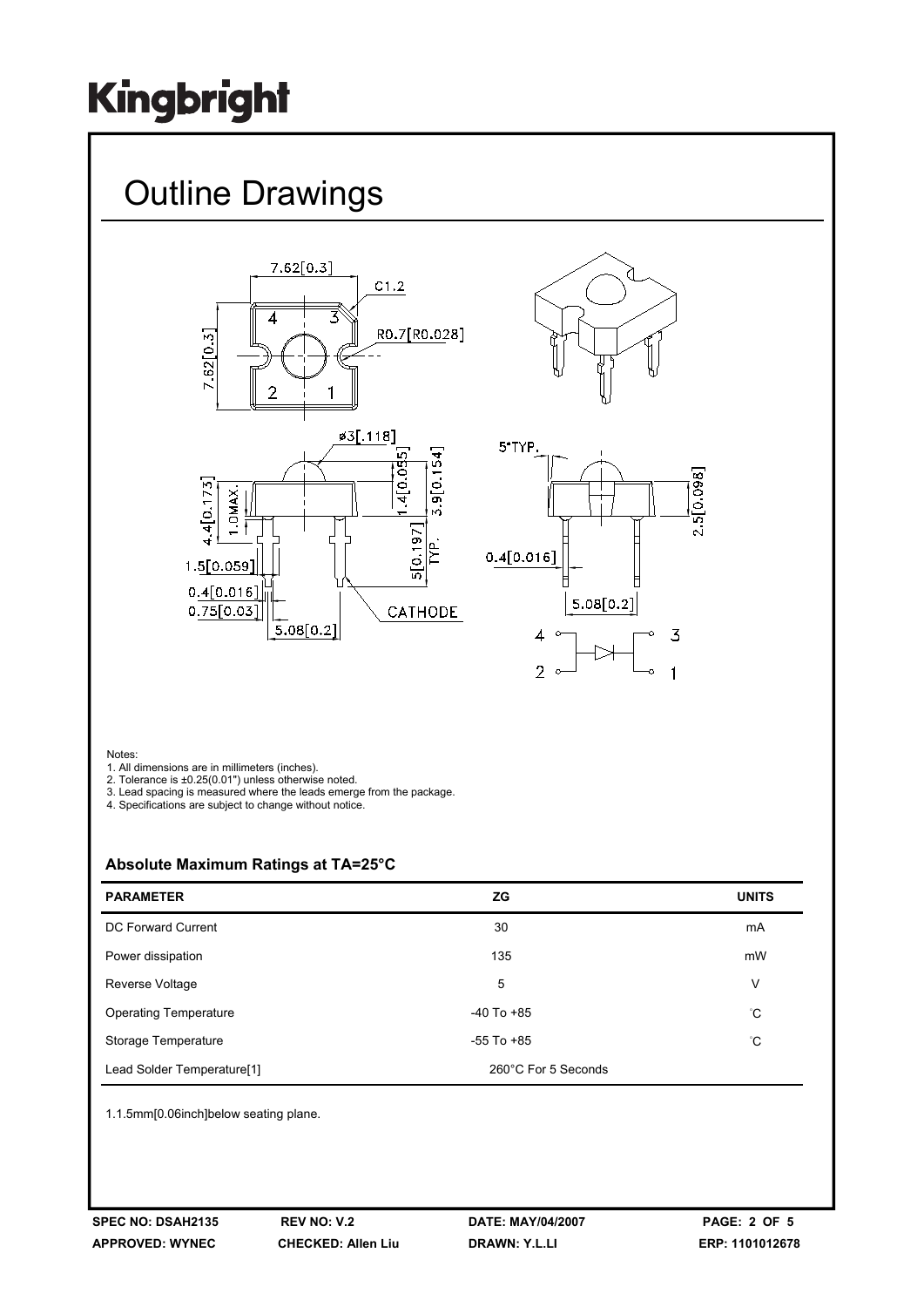# Outline Drawings

7.62[0.3]

C1.2

7.62[0.3]

R0.7[R0.028]

4 3

2 1

ø3[.118]

1.4[0.055]

3.9[0.154]

4.4[0.173]

1.0MAX.

5[0.197] TYP.

1.5[0.059]

0.4[0.016]

0.75[0.03]

5.08[0.2]

CATHODE

5°TYP.

2.5[0.098]

0.4[0.016]

5.08[0.2]

4 3

2 1

Notes:
1. All dimensions are in millimeters (inches).
2. Tolerance is ±0.25(0.01") unless otherwise noted.
3. Lead spacing is measured where the leads emerge from the package.
4. Specifications are subject to change without notice.

### Absolute Maximum Ratings at TA=25°C

| PARAMETER | ZG | UNITS |
|---|---|---|
| DC Forward Current | 30 | mA |
| Power dissipation | 135 | mW |
| Reverse Voltage | 5 | V |
| Operating Temperature | -40 To +85 | °C |
| Storage Temperature | -55 To +85 | °C |
| Lead Solder Temperature[1] | 260°C For 5 Seconds | |

1.1.5mm[0.06inch]below seating plane.

SPEC NO: DSAH2135 REV NO: V.2 DATE: MAY/04/2007

APPROVED: WYNEC CHECKED: Allen Liu DRAWN: Y.L.LI ERP: 1101012678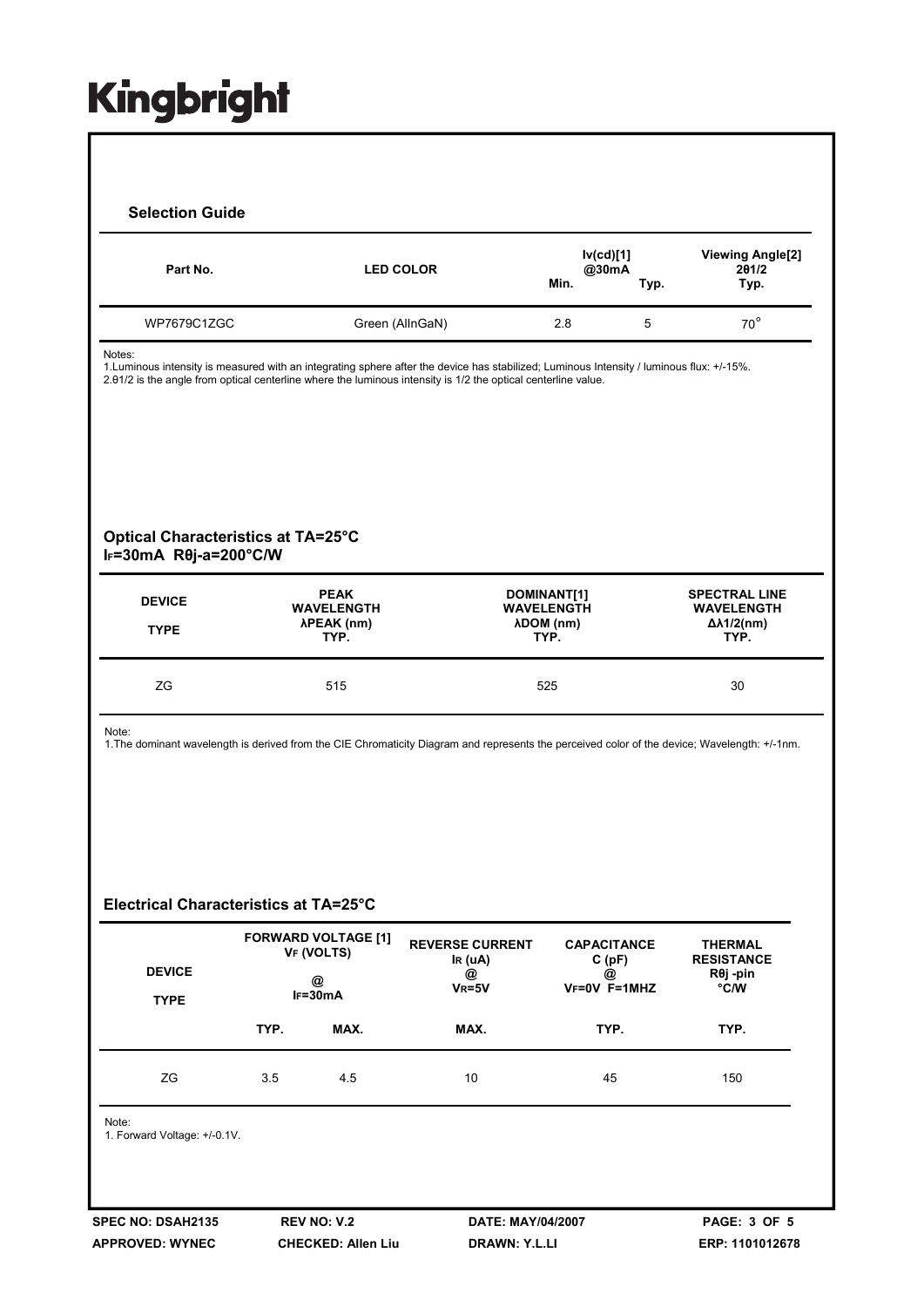Kingbright

## Selection Guide

| Part No. | LED COLOR | Iv(cd)[1] @30mA Min. | Typ. | Viewing Angle[2] 2θ1/2 Typ. |
|---|---|---|---|---|
| WP7679C1ZGC | Green (AlInGaN) | 2.8 | 5 | 70° |

Notes:
1.Luminous intensity is measured with an integrating sphere after the device has stabilized; Luminous Intensity / luminous flux: +/-15%.
2.θ1/2 is the angle from optical centerline where the luminous intensity is 1/2 the optical centerline value.

## Optical Characteristics at TA=25°C
## $I_F$=30mA Rθj-a=200°C/W

| DEVICE TYPE | PEAK WAVELENGTH λPEAK (nm) TYP. | DOMINANT[1] WAVELENGTH λDOM (nm) TYP. | SPECTRAL LINE WAVELENGTH Δλ1/2(nm) TYP. |
|---|---|---|---|
| ZG | 515 | 525 | 30 |

Note:
1.The dominant wavelength is derived from the CIE Chromaticity Diagram and represents the perceived color of the device; Wavelength: +/-1nm.

## Electrical Characteristics at TA=25°C

| DEVICE TYPE | FORWARD VOLTAGE [1] $V_F$ (VOLTS) @ $I_F$=30mA | | REVERSE CURRENT $I_R$ (uA) @ $V_R$=5V | CAPACITANCE C (pF) @ $V_F$=0V F=1MHZ | THERMAL RESISTANCE Rθj -pin °C/W |
|---|---|---|---|---|---|
| | TYP. | MAX. | MAX. | TYP. | TYP. |
| ZG | 3.5 | 4.5 | 10 | 45 | 150 |

Note:
1. Forward Voltage: +/-0.1V.

SPEC NO: DSAH2135 REV NO: V.2 DATE: MAY/04/2007
APPROVED: WYNEC CHECKED: Allen Liu DRAWN: Y.L.LI ERP: 1101012678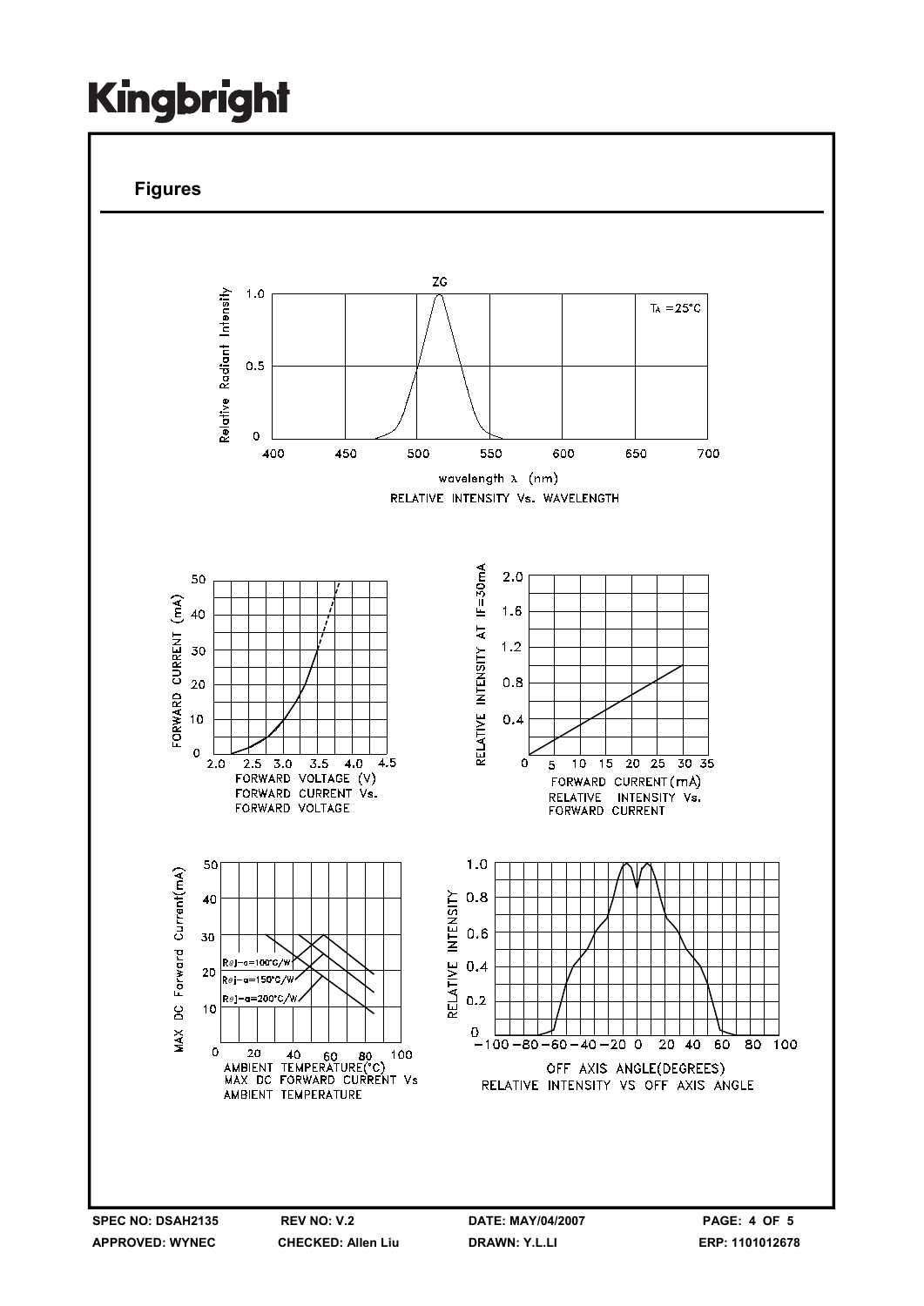# Kingbright

## Figures

ZG

Relative Radiant Intensity

1.0

0.5

0

$T_A = 25°C$

400 450 500 550 600 650 700

wavelength λ (nm)

RELATIVE INTENSITY Vs. WAVELENGTH

FORWARD CURRENT (mA)

50 40 30 20 10 0

2.0 2.5 3.0 3.5 4.0 4.5

FORWARD VOLTAGE (V)

FORWARD CURRENT Vs. FORWARD VOLTAGE

RELATIVE INTENSITY AT IF=30mA

2.0 1.6 1.2 0.8 0.4

0 5 10 15 20 25 30 35

FORWARD CURRENT(mA)

RELATIVE INTENSITY Vs. FORWARD CURRENT

MAX DC Forward Current(mA)

50 40 30 20 10 0

Rθj-a=100°C/W

Rθj-a=150°C/W

Rθj-a=200°C/W

20 40 60 80 100

AMBIENT TEMPERATURE(°C)

MAX DC FORWARD CURRENT Vs AMBIENT TEMPERATURE

RELATIVE INTENSITY

1.0 0.8 0.6 0.4 0.2 0

−100 −80 −60 −40 −20 0 20 40 60 80 100

OFF AXIS ANGLE(DEGREES)

RELATIVE INTENSITY VS OFF AXIS ANGLE

SPEC NO: DSAH2135 REV NO: V.2 DATE: MAY/04/2007

APPROVED: WYNEC CHECKED: Allen Liu DRAWN: Y.L.LI ERP: 1101012678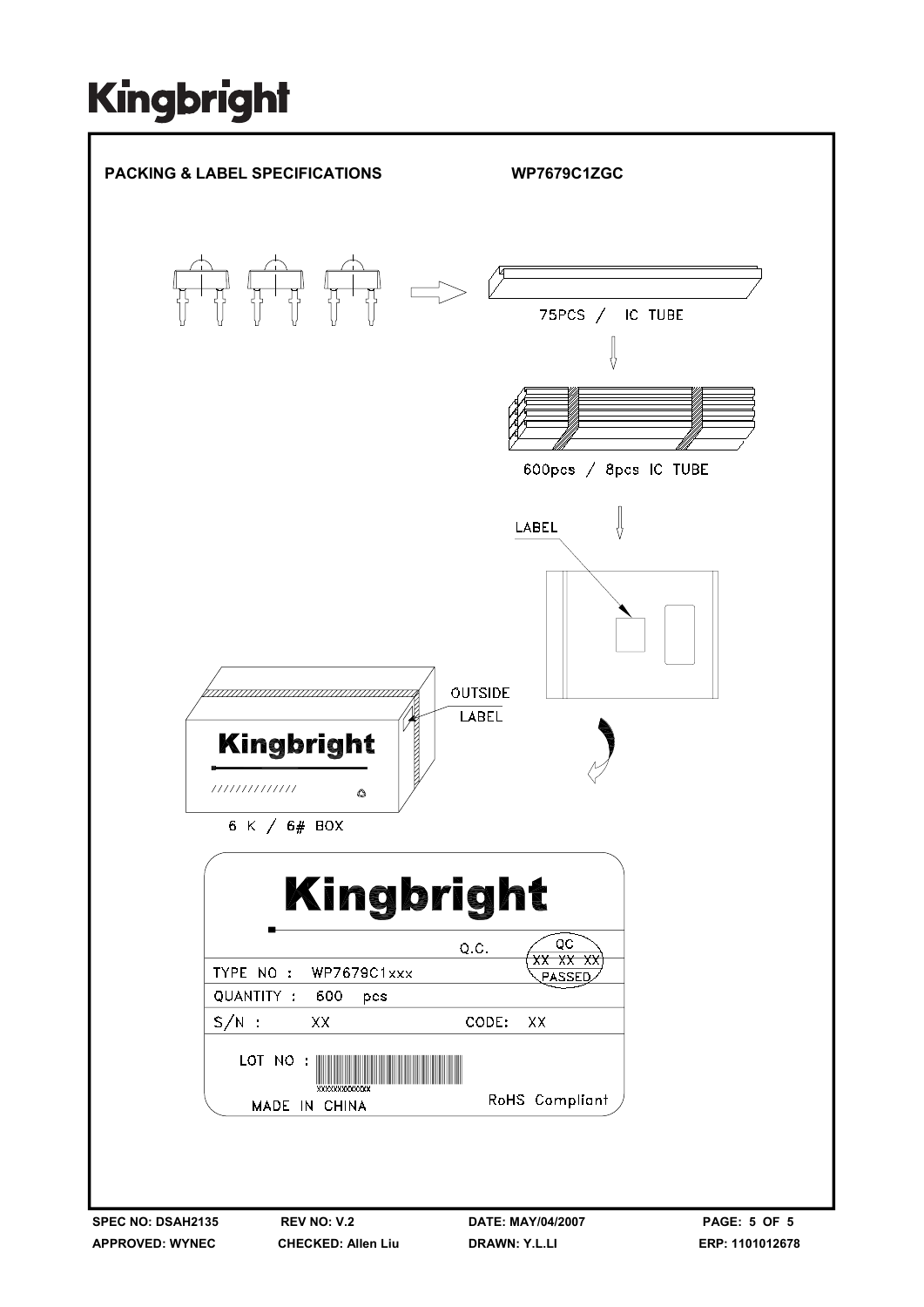**PACKING & LABEL SPECIFICATIONS** **WP7679C1ZGC**

75PCS / IC TUBE

600pcs / 8pcs IC TUBE

LABEL

OUTSIDE LABEL

Kingbright

6 K / 6# BOX

Kingbright

Q.C. QC XX XX XX PASSED

TYPE NO : WP7679C1xxx

QUANTITY : 600 pcs

S/N : XX CODE: XX

LOT NO : XXXXXXXXXXXX

MADE IN CHINA RoHS Compliant

SPEC NO: DSAH2135 REV NO: V.2 DATE: MAY/04/2007
APPROVED: WYNEC CHECKED: Allen Liu DRAWN: Y.L.LI ERP: 1101012678